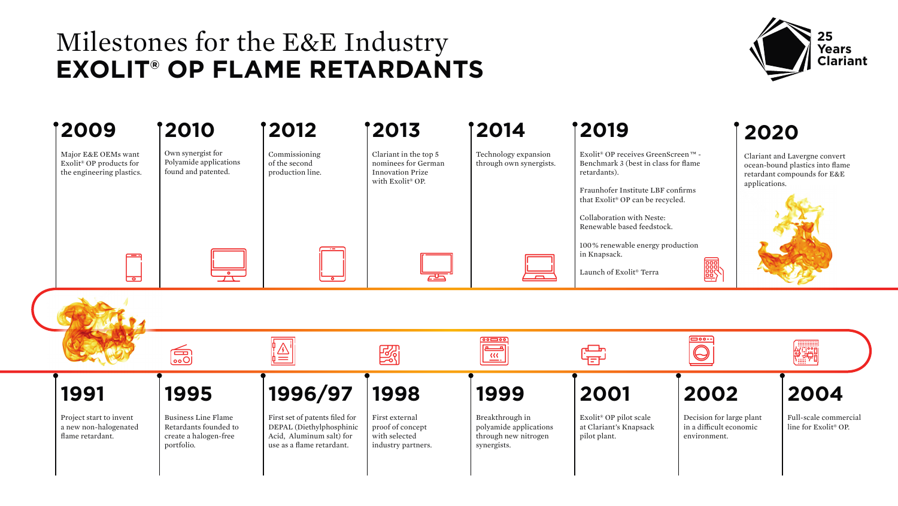# Milestones for the E&E Industry
# EXOLIT® OP FLAME RETARDANTS

25 Years Clariant

## 1991

Project start to invent a new non-halogenated flame retardant.

## 1995

Business Line Flame Retardants founded to create a halogen-free portfolio.

## 1996/97

First set of patents filed for DEPAL (Diethylphosphinic Acid, Aluminum salt) for use as a flame retardant.

## 1998

First external proof of concept with selected industry partners.

## 1999

Breakthrough in polyamide applications through new nitrogen synergists.

## 2001

Exolit® OP pilot scale at Clariant's Knapsack pilot plant.

## 2002

Decision for large plant in a difficult economic environment.

## 2004

Full-scale commercial line for Exolit® OP.

## 2009

Major E&E OEMs want Exolit® OP products for the engineering plastics.

## 2010

Own synergist for Polyamide applications found and patented.

## 2012

Commissioning of the second production line.

## 2013

Clariant in the top 5 nominees for German Innovation Prize with Exolit® OP.

## 2014

Technology expansion through own synergists.

## 2019

Exolit® OP receives GreenScreen™ - Benchmark 3 (best in class for flame retardants).

Fraunhofer Institute LBF confirms that Exolit® OP can be recycled.

Collaboration with Neste: Renewable based feedstock.

100 % renewable energy production in Knapsack.

Launch of Exolit® Terra

## 2020

Clariant and Lavergne convert ocean-bound plastics into flame retardant compounds for E&E applications.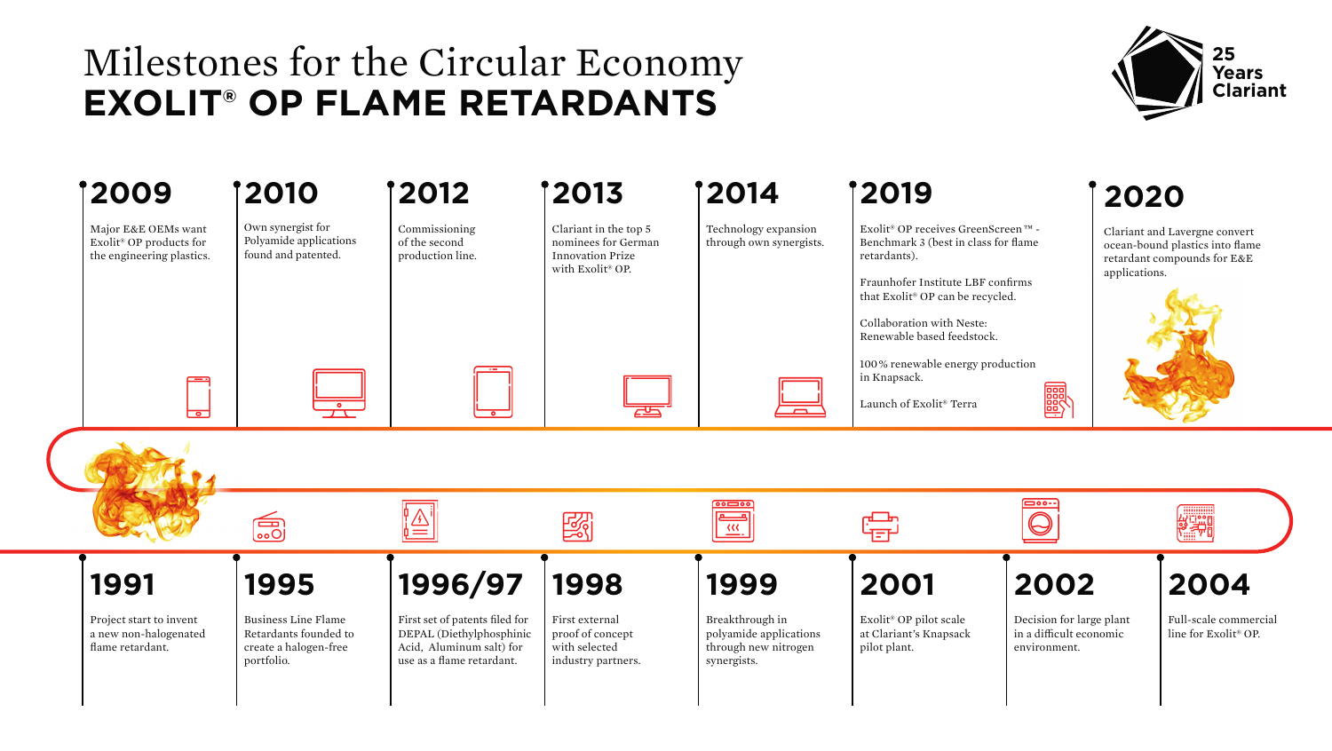# Milestones for the Circular Economy
# EXOLIT® OP FLAME RETARDANTS

25 Years Clariant

## 1991
Project start to invent a new non-halogenated flame retardant.

## 1995
Business Line Flame Retardants founded to create a halogen-free portfolio.

## 1996/97
First set of patents filed for DEPAL (Diethylphosphinic Acid, Aluminum salt) for use as a flame retardant.

## 1998
First external proof of concept with selected industry partners.

## 1999
Breakthrough in polyamide applications through new nitrogen synergists.

## 2001
Exolit® OP pilot scale at Clariant's Knapsack pilot plant.

## 2002
Decision for large plant in a difficult economic environment.

## 2004
Full-scale commercial line for Exolit® OP.

## 2009
Major E&E OEMs want Exolit® OP products for the engineering plastics.

## 2010
Own synergist for Polyamide applications found and patented.

## 2012
Commissioning of the second production line.

## 2013
Clariant in the top 5 nominees for German Innovation Prize with Exolit® OP.

## 2014
Technology expansion through own synergists.

## 2019
Exolit® OP receives GreenScreen™ - Benchmark 3 (best in class for flame retardants).

Fraunhofer Institute LBF confirms that Exolit® OP can be recycled.

Collaboration with Neste: Renewable based feedstock.

100% renewable energy production in Knapsack.

Launch of Exolit® Terra

## 2020
Clariant and Lavergne convert ocean-bound plastics into flame retardant compounds for E&E applications.